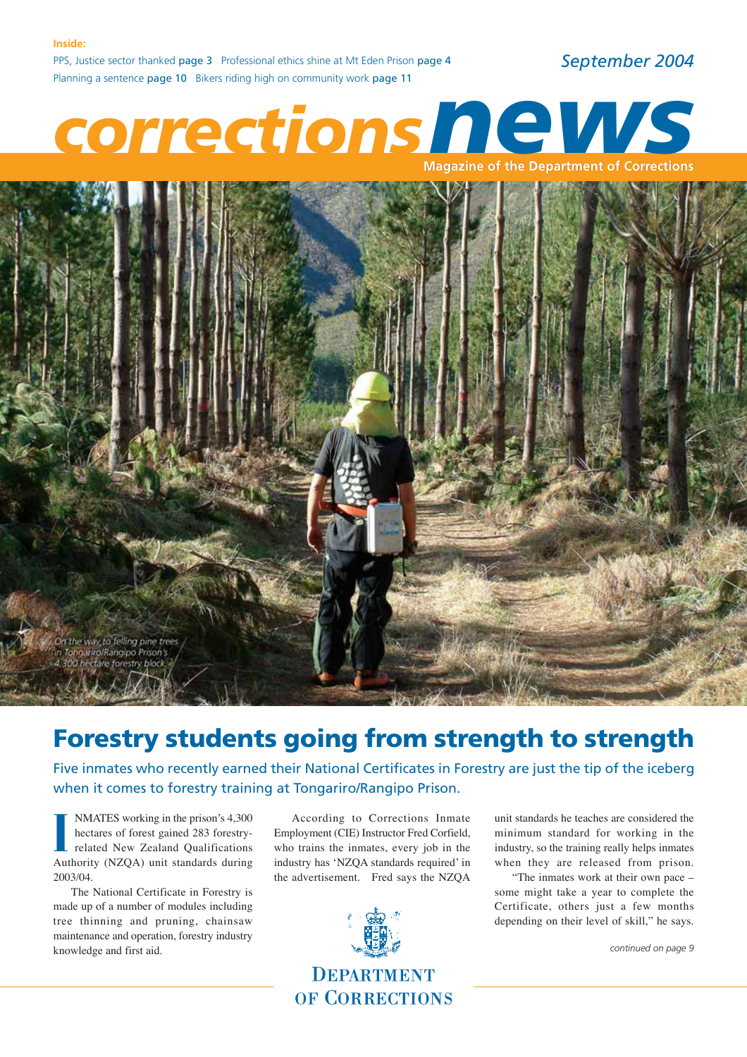**Inside:**

PPS, Justice sector thanked **page 3** Professional ethics shine at Mt Eden Prison **page 4**

Planning a sentence **page 10** Bikers riding high on community work **page 11**

*September 2004*

# corrections news

**Magazine of the Department of Corrections**

*On the way to felling pine trees in Tongariro/Rangipo Prison's 4,300 hectare forestry block*

## Forestry students going from strength to strength

Five inmates who recently earned their National Certificates in Forestry are just the tip of the iceberg when it comes to forestry training at Tongariro/Rangipo Prison.

INMATES working in the prison's 4,300 hectares of forest gained 283 forestry-related New Zealand Qualifications Authority (NZQA) unit standards during 2003/04.

The National Certificate in Forestry is made up of a number of modules including tree thinning and pruning, chainsaw maintenance and operation, forestry industry knowledge and first aid.

According to Corrections Inmate Employment (CIE) Instructor Fred Corfield, who trains the inmates, every job in the industry has 'NZQA standards required' in the advertisement. Fred says the NZQA unit standards he teaches are considered the minimum standard for working in the industry, so the training really helps inmates when they are released from prison.

"The inmates work at their own pace – some might take a year to complete the Certificate, others just a few months depending on their level of skill," he says.

*continued on page 9*

DEPARTMENT OF CORRECTIONS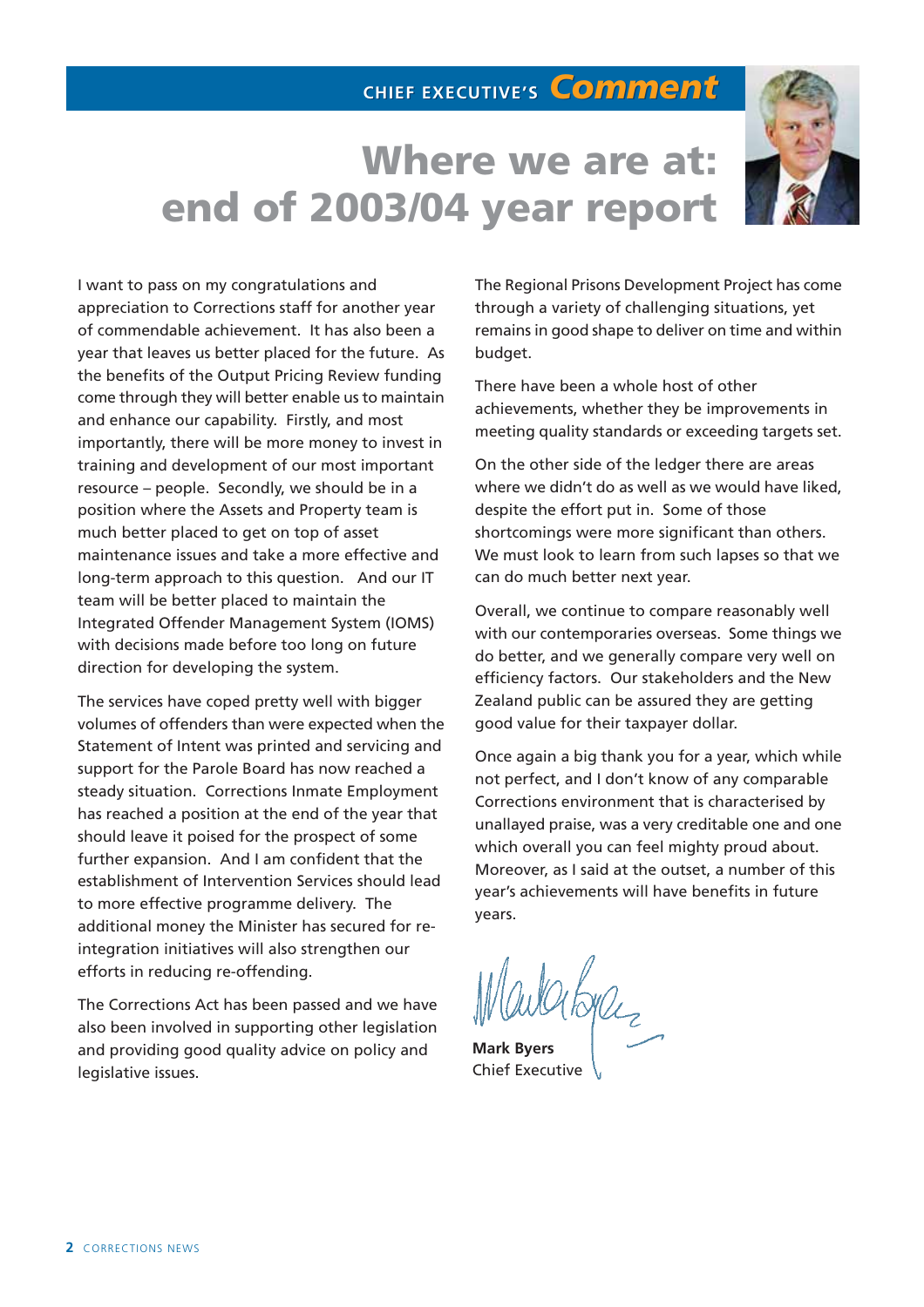## CHIEF EXECUTIVE'S *Comment*

# Where we are at: end of 2003/04 year report

I want to pass on my congratulations and appreciation to Corrections staff for another year of commendable achievement. It has also been a year that leaves us better placed for the future. As the benefits of the Output Pricing Review funding come through they will better enable us to maintain and enhance our capability. Firstly, and most importantly, there will be more money to invest in training and development of our most important resource – people. Secondly, we should be in a position where the Assets and Property team is much better placed to get on top of asset maintenance issues and take a more effective and long-term approach to this question. And our IT team will be better placed to maintain the Integrated Offender Management System (IOMS) with decisions made before too long on future direction for developing the system.

The services have coped pretty well with bigger volumes of offenders than were expected when the Statement of Intent was printed and servicing and support for the Parole Board has now reached a steady situation. Corrections Inmate Employment has reached a position at the end of the year that should leave it poised for the prospect of some further expansion. And I am confident that the establishment of Intervention Services should lead to more effective programme delivery. The additional money the Minister has secured for re-integration initiatives will also strengthen our efforts in reducing re-offending.

The Corrections Act has been passed and we have also been involved in supporting other legislation and providing good quality advice on policy and legislative issues.

The Regional Prisons Development Project has come through a variety of challenging situations, yet remains in good shape to deliver on time and within budget.

There have been a whole host of other achievements, whether they be improvements in meeting quality standards or exceeding targets set.

On the other side of the ledger there are areas where we didn't do as well as we would have liked, despite the effort put in. Some of those shortcomings were more significant than others. We must look to learn from such lapses so that we can do much better next year.

Overall, we continue to compare reasonably well with our contemporaries overseas. Some things we do better, and we generally compare very well on efficiency factors. Our stakeholders and the New Zealand public can be assured they are getting good value for their taxpayer dollar.

Once again a big thank you for a year, which while not perfect, and I don't know of any comparable Corrections environment that is characterised by unallayed praise, was a very creditable one and one which overall you can feel mighty proud about. Moreover, as I said at the outset, a number of this year's achievements will have benefits in future years.

**Mark Byers**
Chief Executive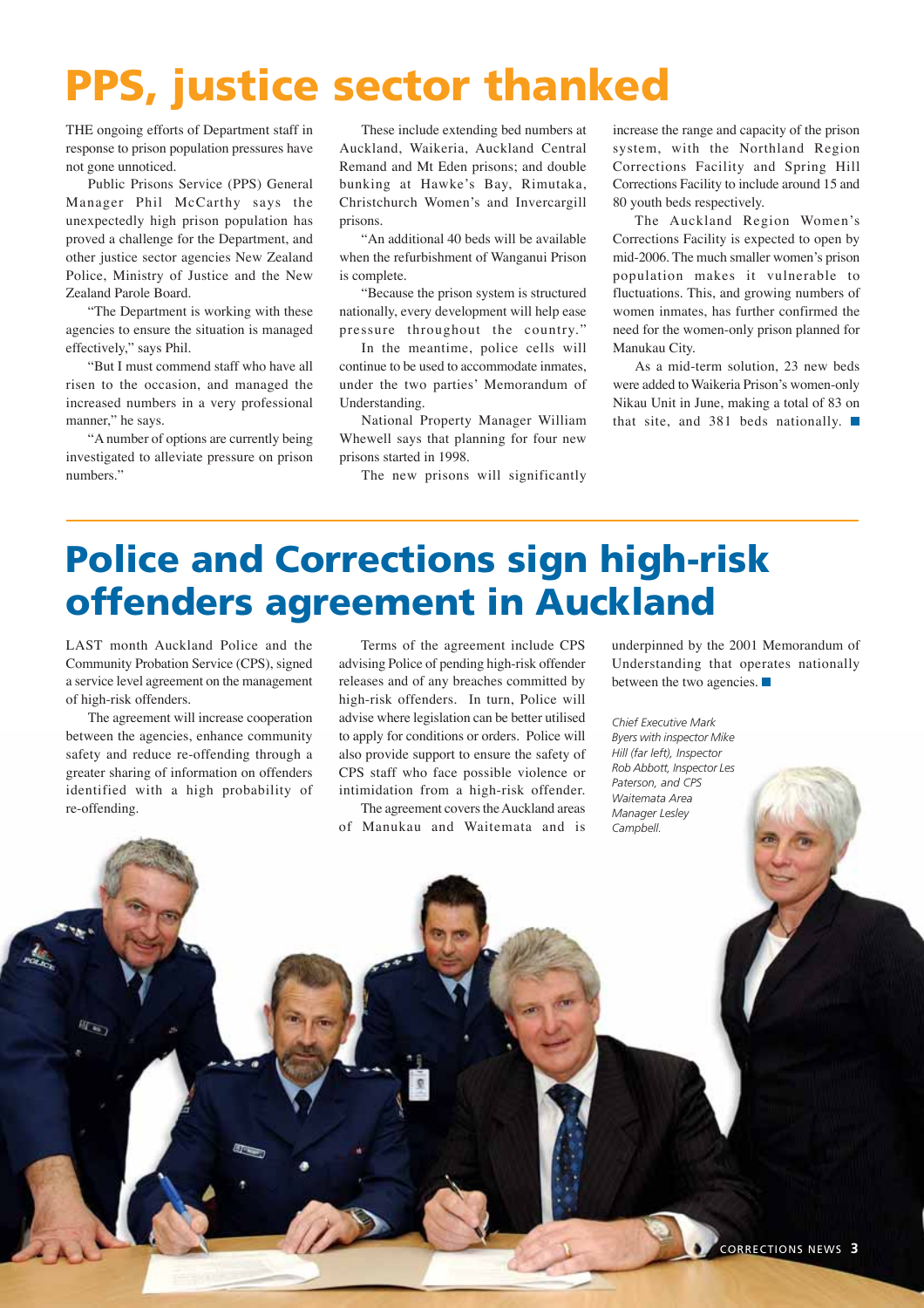# PPS, justice sector thanked

THE ongoing efforts of Department staff in response to prison population pressures have not gone unnoticed.

Public Prisons Service (PPS) General Manager Phil McCarthy says the unexpectedly high prison population has proved a challenge for the Department, and other justice sector agencies New Zealand Police, Ministry of Justice and the New Zealand Parole Board.

"The Department is working with these agencies to ensure the situation is managed effectively," says Phil.

"But I must commend staff who have all risen to the occasion, and managed the increased numbers in a very professional manner," he says.

"A number of options are currently being investigated to alleviate pressure on prison numbers."

These include extending bed numbers at Auckland, Waikeria, Auckland Central Remand and Mt Eden prisons; and double bunking at Hawke's Bay, Rimutaka, Christchurch Women's and Invercargill prisons.

"An additional 40 beds will be available when the refurbishment of Wanganui Prison is complete.

"Because the prison system is structured nationally, every development will help ease pressure throughout the country."

In the meantime, police cells will continue to be used to accommodate inmates, under the two parties' Memorandum of Understanding.

National Property Manager William Whewell says that planning for four new prisons started in 1998.

The new prisons will significantly increase the range and capacity of the prison system, with the Northland Region Corrections Facility and Spring Hill Corrections Facility to include around 15 and 80 youth beds respectively.

The Auckland Region Women's Corrections Facility is expected to open by mid-2006. The much smaller women's prison population makes it vulnerable to fluctuations. This, and growing numbers of women inmates, has further confirmed the need for the women-only prison planned for Manukau City.

As a mid-term solution, 23 new beds were added to Waikeria Prison's women-only Nikau Unit in June, making a total of 83 on that site, and 381 beds nationally. ■

# Police and Corrections sign high-risk offenders agreement in Auckland

LAST month Auckland Police and the Community Probation Service (CPS), signed a service level agreement on the management of high-risk offenders.

The agreement will increase cooperation between the agencies, enhance community safety and reduce re-offending through a greater sharing of information on offenders identified with a high probability of re-offending.

Terms of the agreement include CPS advising Police of pending high-risk offender releases and of any breaches committed by high-risk offenders. In turn, Police will advise where legislation can be better utilised to apply for conditions or orders. Police will also provide support to ensure the safety of CPS staff who face possible violence or intimidation from a high-risk offender.

The agreement covers the Auckland areas of Manukau and Waitemata and is underpinned by the 2001 Memorandum of Understanding that operates nationally between the two agencies. ■

*Chief Executive Mark Byers with inspector Mike Hill (far left), Inspector Rob Abbott, Inspector Les Paterson, and CPS Waitemata Area Manager Lesley Campbell.*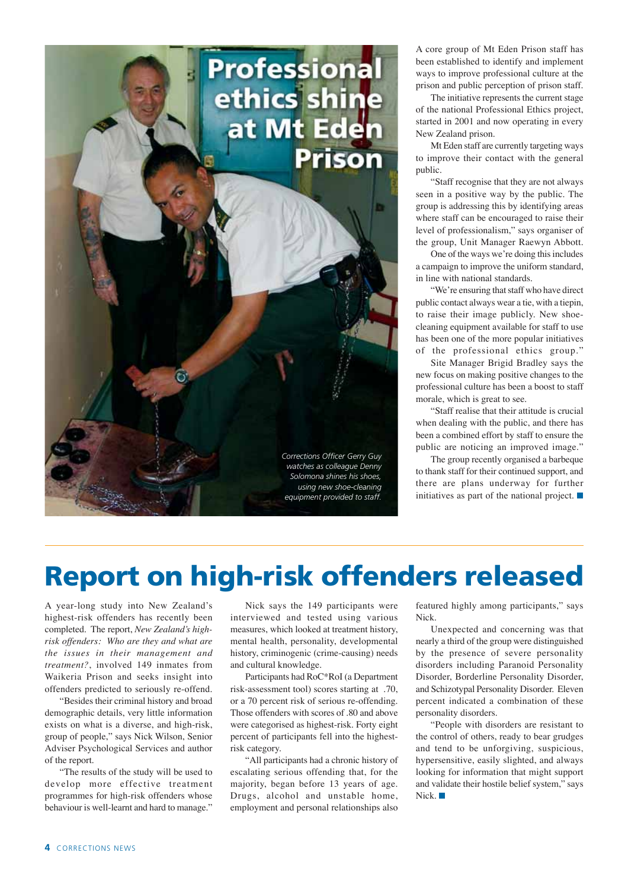# Professional ethics shine at Mt Eden Prison

*Corrections Officer Gerry Guy watches as colleague Denny Solomona shines his shoes, using new shoe-cleaning equipment provided to staff.*

A core group of Mt Eden Prison staff has been established to identify and implement ways to improve professional culture at the prison and public perception of prison staff.

The initiative represents the current stage of the national Professional Ethics project, started in 2001 and now operating in every New Zealand prison.

Mt Eden staff are currently targeting ways to improve their contact with the general public.

"Staff recognise that they are not always seen in a positive way by the public. The group is addressing this by identifying areas where staff can be encouraged to raise their level of professionalism," says organiser of the group, Unit Manager Raewyn Abbott.

One of the ways we're doing this includes a campaign to improve the uniform standard, in line with national standards.

"We're ensuring that staff who have direct public contact always wear a tie, with a tiepin, to raise their image publicly. New shoe-cleaning equipment available for staff to use has been one of the more popular initiatives of the professional ethics group."

Site Manager Brigid Bradley says the new focus on making positive changes to the professional culture has been a boost to staff morale, which is great to see.

"Staff realise that their attitude is crucial when dealing with the public, and there has been a combined effort by staff to ensure the public are noticing an improved image."

The group recently organised a barbeque to thank staff for their continued support, and there are plans underway for further initiatives as part of the national project. ■

# Report on high-risk offenders released

A year-long study into New Zealand's highest-risk offenders has recently been completed. The report, *New Zealand's high-risk offenders: Who are they and what are the issues in their management and treatment?*, involved 149 inmates from Waikeria Prison and seeks insight into offenders predicted to seriously re-offend.

"Besides their criminal history and broad demographic details, very little information exists on what is a diverse, and high-risk, group of people," says Nick Wilson, Senior Adviser Psychological Services and author of the report.

"The results of the study will be used to develop more effective treatment programmes for high-risk offenders whose behaviour is well-learnt and hard to manage."

Nick says the 149 participants were interviewed and tested using various measures, which looked at treatment history, mental health, personality, developmental history, criminogenic (crime-causing) needs and cultural knowledge.

Participants had RoC*RoI (a Department risk-assessment tool) scores starting at .70, or a 70 percent risk of serious re-offending. Those offenders with scores of .80 and above were categorised as highest-risk. Forty eight percent of participants fell into the highest-risk category.

"All participants had a chronic history of escalating serious offending that, for the majority, began before 13 years of age. Drugs, alcohol and unstable home, employment and personal relationships also featured highly among participants," says Nick.

Unexpected and concerning was that nearly a third of the group were distinguished by the presence of severe personality disorders including Paranoid Personality Disorder, Borderline Personality Disorder, and Schizotypal Personality Disorder. Eleven percent indicated a combination of these personality disorders.

"People with disorders are resistant to the control of others, ready to bear grudges and tend to be unforgiving, suspicious, hypersensitive, easily slighted, and always looking for information that might support and validate their hostile belief system," says Nick. ■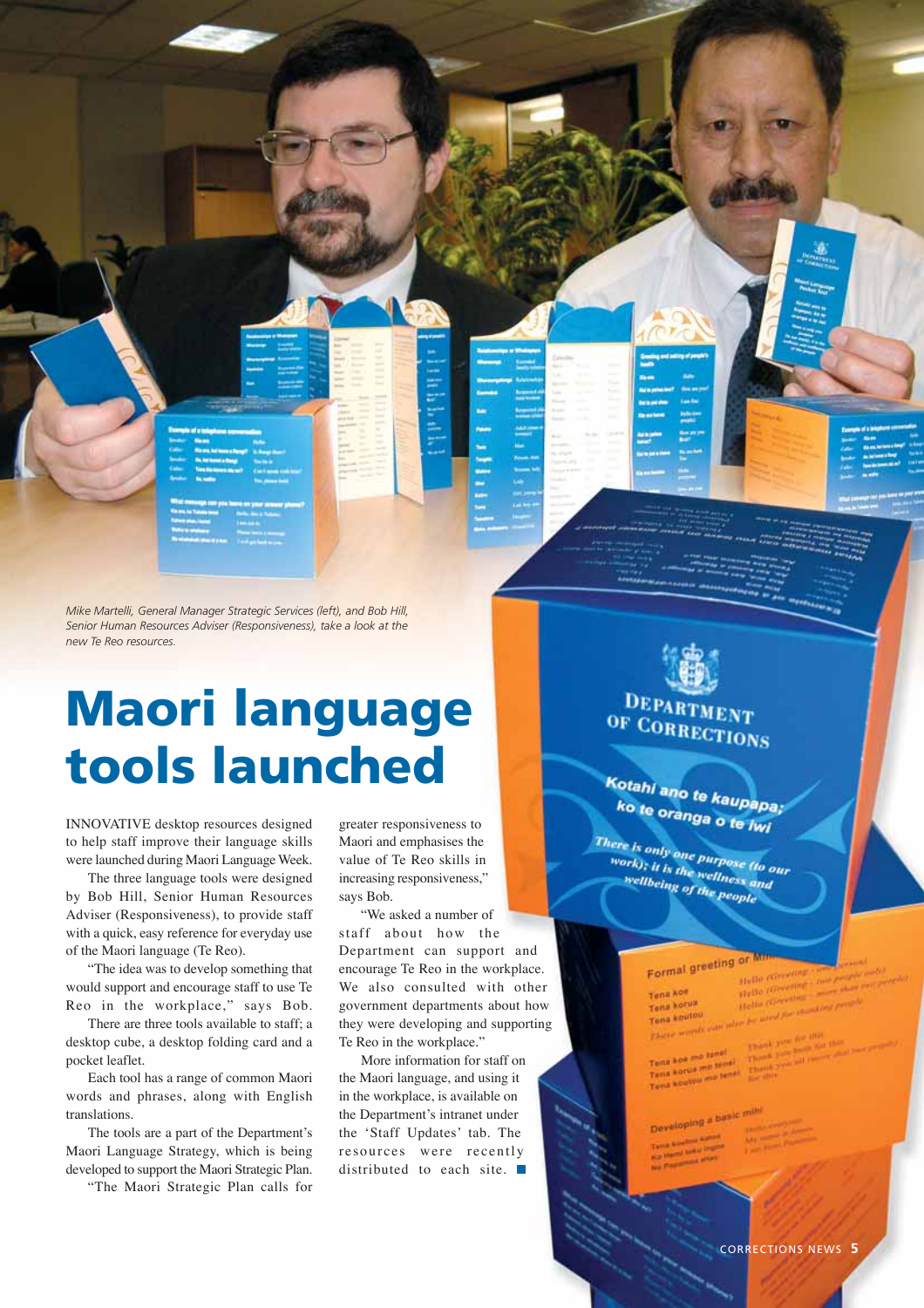*Mike Martelli, General Manager Strategic Services (left), and Bob Hill, Senior Human Resources Adviser (Responsiveness), take a look at the new Te Reo resources.*

# Maori language tools launched

INNOVATIVE desktop resources designed to help staff improve their language skills were launched during Maori Language Week.

The three language tools were designed by Bob Hill, Senior Human Resources Adviser (Responsiveness), to provide staff with a quick, easy reference for everyday use of the Maori language (Te Reo).

"The idea was to develop something that would support and encourage staff to use Te Reo in the workplace," says Bob.

There are three tools available to staff; a desktop cube, a desktop folding card and a pocket leaflet.

Each tool has a range of common Maori words and phrases, along with English translations.

The tools are a part of the Department's Maori Language Strategy, which is being developed to support the Maori Strategic Plan.

"The Maori Strategic Plan calls for greater responsiveness to Maori and emphasises the value of Te Reo skills in increasing responsiveness," says Bob.

"We asked a number of staff about how the Department can support and encourage Te Reo in the workplace. We also consulted with other government departments about how they were developing and supporting Te Reo in the workplace."

More information for staff on the Maori language, and using it in the workplace, is available on the Department's intranet under the 'Staff Updates' tab. The resources were recently distributed to each site.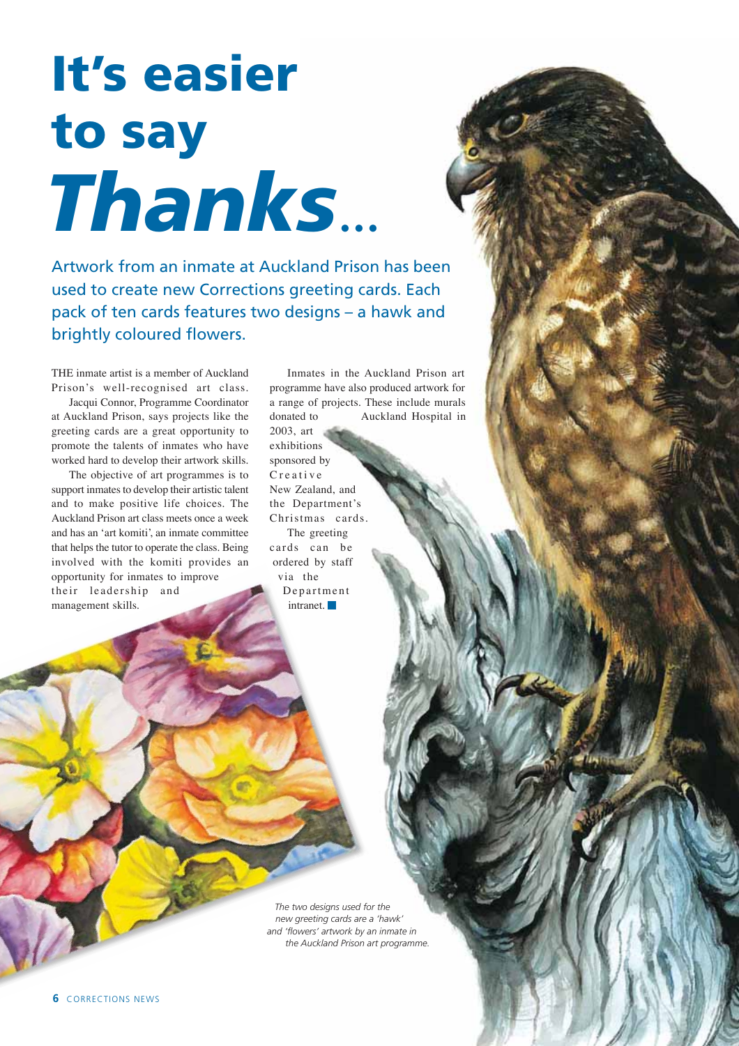# It's easier to say *Thanks*...

Artwork from an inmate at Auckland Prison has been used to create new Corrections greeting cards. Each pack of ten cards features two designs – a hawk and brightly coloured flowers.

THE inmate artist is a member of Auckland Prison's well-recognised art class.

Jacqui Connor, Programme Coordinator at Auckland Prison, says projects like the greeting cards are a great opportunity to promote the talents of inmates who have worked hard to develop their artwork skills.

The objective of art programmes is to support inmates to develop their artistic talent and to make positive life choices. The Auckland Prison art class meets once a week and has an 'art komiti', an inmate committee that helps the tutor to operate the class. Being involved with the komiti provides an opportunity for inmates to improve their leadership and management skills.

Inmates in the Auckland Prison art programme have also produced artwork for a range of projects. These include murals donated to Auckland Hospital in 2003, art exhibitions sponsored by Creative New Zealand, and the Department's Christmas cards.

The greeting cards can be ordered by staff via the Department intranet. ■

*The two designs used for the new greeting cards are a 'hawk' and 'flowers' artwork by an inmate in the Auckland Prison art programme.*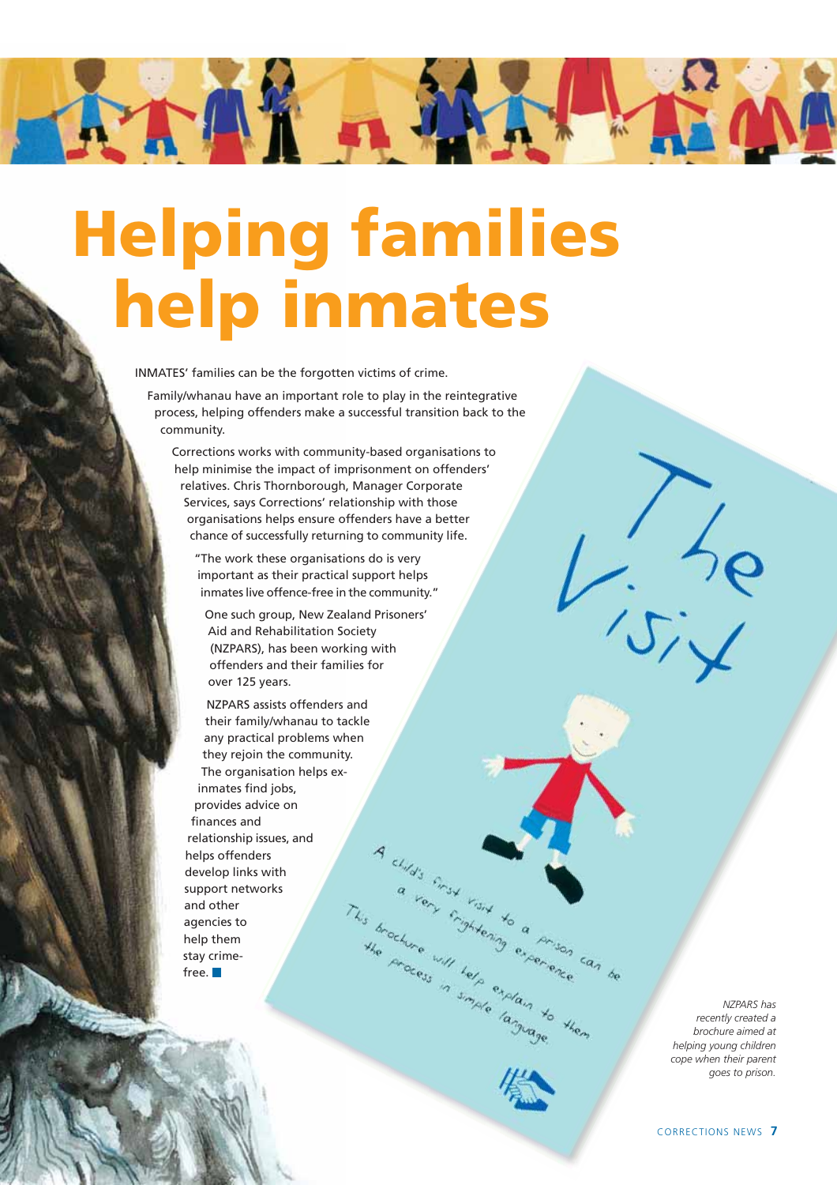# Helping families help inmates

INMATES' families can be the forgotten victims of crime.

Family/whanau have an important role to play in the reintegrative process, helping offenders make a successful transition back to the community.

Corrections works with community-based organisations to help minimise the impact of imprisonment on offenders' relatives. Chris Thornborough, Manager Corporate Services, says Corrections' relationship with those organisations helps ensure offenders have a better chance of successfully returning to community life.

"The work these organisations do is very important as their practical support helps inmates live offence-free in the community."

One such group, New Zealand Prisoners' Aid and Rehabilitation Society (NZPARS), has been working with offenders and their families for over 125 years.

NZPARS assists offenders and their family/whanau to tackle any practical problems when they rejoin the community. The organisation helps ex-inmates find jobs, provides advice on finances and relationship issues, and helps offenders develop links with support networks and other agencies to help them stay crime-free.

The Visit

A child's first visit to a prison can be a very frightening experience. This brochure will help explain to them the process in simple language.

*NZPARS has recently created a brochure aimed at helping young children cope when their parent goes to prison.*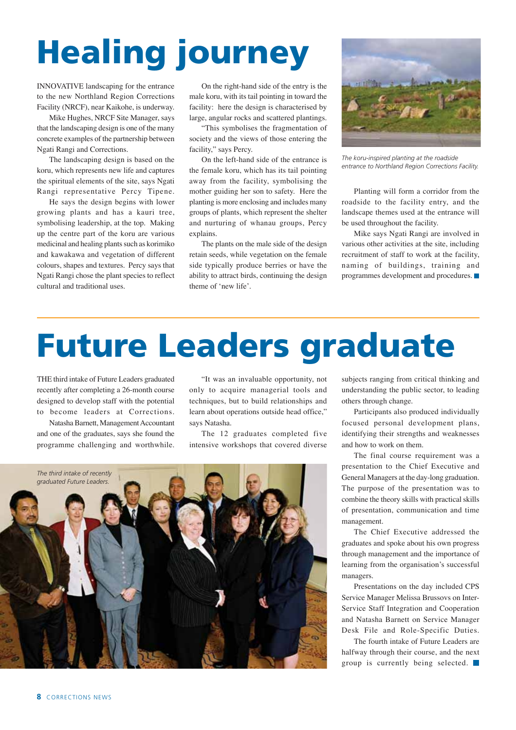# Healing journey

INNOVATIVE landscaping for the entrance to the new Northland Region Corrections Facility (NRCF), near Kaikohe, is underway.

Mike Hughes, NRCF Site Manager, says that the landscaping design is one of the many concrete examples of the partnership between Ngati Rangi and Corrections.

The landscaping design is based on the koru, which represents new life and captures the spiritual elements of the site, says Ngati Rangi representative Percy Tipene.

He says the design begins with lower growing plants and has a kauri tree, symbolising leadership, at the top. Making up the centre part of the koru are various medicinal and healing plants such as korimiko and kawakawa and vegetation of different colours, shapes and textures. Percy says that Ngati Rangi chose the plant species to reflect cultural and traditional uses.

On the right-hand side of the entry is the male koru, with its tail pointing in toward the facility: here the design is characterised by large, angular rocks and scattered plantings.

"This symbolises the fragmentation of society and the views of those entering the facility," says Percy.

On the left-hand side of the entrance is the female koru, which has its tail pointing away from the facility, symbolising the mother guiding her son to safety. Here the planting is more enclosing and includes many groups of plants, which represent the shelter and nurturing of whanau groups, Percy explains.

The plants on the male side of the design retain seeds, while vegetation on the female side typically produce berries or have the ability to attract birds, continuing the design theme of 'new life'.

*The koru-inspired planting at the roadside entrance to Northland Region Corrections Facility.*

Planting will form a corridor from the roadside to the facility entry, and the landscape themes used at the entrance will be used throughout the facility.

Mike says Ngati Rangi are involved in various other activities at the site, including recruitment of staff to work at the facility, naming of buildings, training and programmes development and procedures.

# Future Leaders graduate

THE third intake of Future Leaders graduated recently after completing a 26-month course designed to develop staff with the potential to become leaders at Corrections.

Natasha Barnett, Management Accountant and one of the graduates, says she found the programme challenging and worthwhile.

"It was an invaluable opportunity, not only to acquire managerial tools and techniques, but to build relationships and learn about operations outside head office," says Natasha.

The 12 graduates completed five intensive workshops that covered diverse subjects ranging from critical thinking and understanding the public sector, to leading others through change.

*The third intake of recently graduated Future Leaders.*

Participants also produced individually focused personal development plans, identifying their strengths and weaknesses and how to work on them.

The final course requirement was a presentation to the Chief Executive and General Managers at the day-long graduation. The purpose of the presentation was to combine the theory skills with practical skills of presentation, communication and time management.

The Chief Executive addressed the graduates and spoke about his own progress through management and the importance of learning from the organisation's successful managers.

Presentations on the day included CPS Service Manager Melissa Brussovs on Inter-Service Staff Integration and Cooperation and Natasha Barnett on Service Manager Desk File and Role-Specific Duties.

The fourth intake of Future Leaders are halfway through their course, and the next group is currently being selected.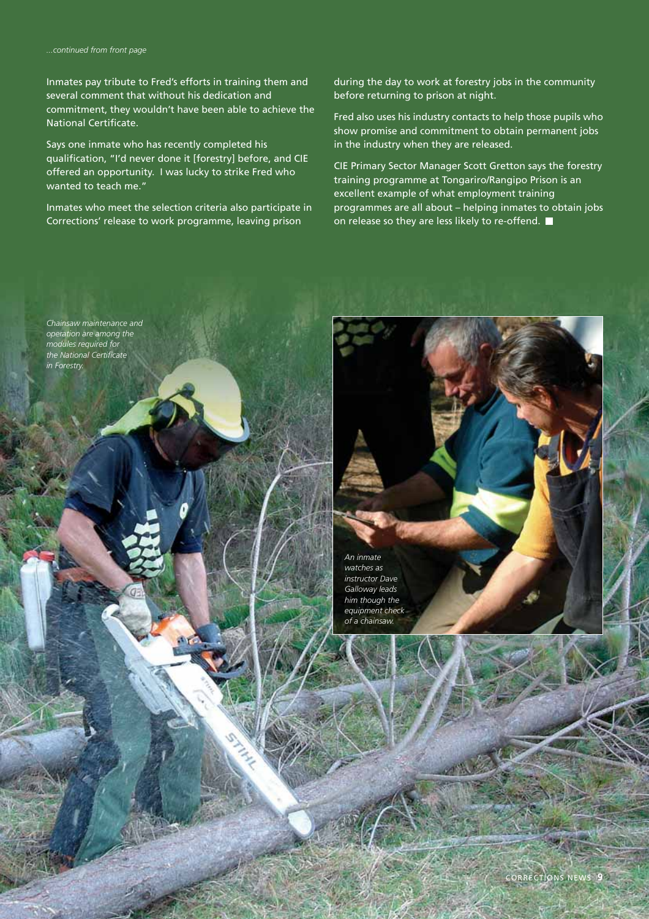*...continued from front page*

Inmates pay tribute to Fred's efforts in training them and several comment that without his dedication and commitment, they wouldn't have been able to achieve the National Certificate.

Says one inmate who has recently completed his qualification, "I'd never done it [forestry] before, and CIE offered an opportunity. I was lucky to strike Fred who wanted to teach me."

Inmates who meet the selection criteria also participate in Corrections' release to work programme, leaving prison during the day to work at forestry jobs in the community before returning to prison at night.

Fred also uses his industry contacts to help those pupils who show promise and commitment to obtain permanent jobs in the industry when they are released.

CIE Primary Sector Manager Scott Gretton says the forestry training programme at Tongariro/Rangipo Prison is an excellent example of what employment training programmes are all about – helping inmates to obtain jobs on release so they are less likely to re-offend.

*Chainsaw maintenance and operation are among the modules required for the National Certificate in Forestry.*

*An inmate watches as instructor Dave Galloway leads him though the equipment check of a chainsaw.*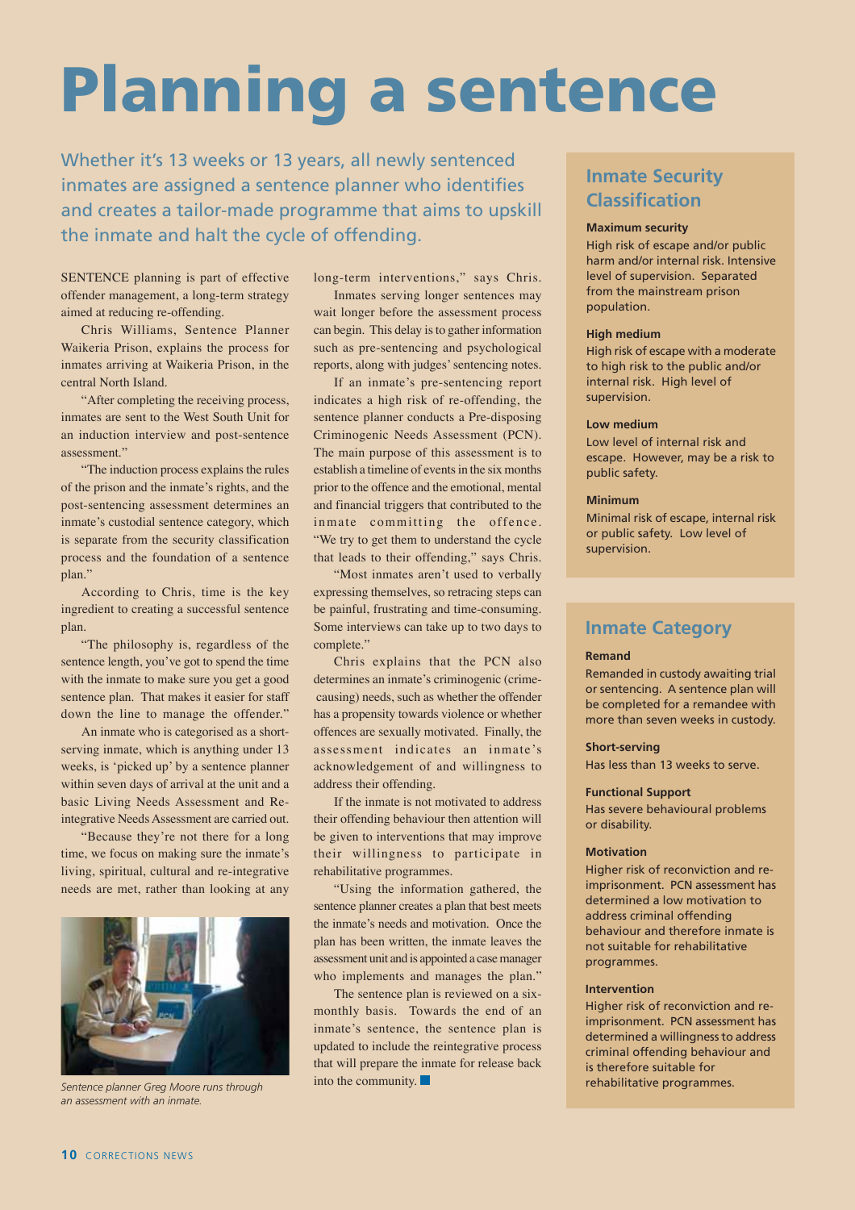# Planning a sentence

Whether it's 13 weeks or 13 years, all newly sentenced inmates are assigned a sentence planner who identifies and creates a tailor-made programme that aims to upskill the inmate and halt the cycle of offending.

SENTENCE planning is part of effective offender management, a long-term strategy aimed at reducing re-offending.

Chris Williams, Sentence Planner Waikeria Prison, explains the process for inmates arriving at Waikeria Prison, in the central North Island.

"After completing the receiving process, inmates are sent to the West South Unit for an induction interview and post-sentence assessment."

"The induction process explains the rules of the prison and the inmate's rights, and the post-sentencing assessment determines an inmate's custodial sentence category, which is separate from the security classification process and the foundation of a sentence plan."

According to Chris, time is the key ingredient to creating a successful sentence plan.

"The philosophy is, regardless of the sentence length, you've got to spend the time with the inmate to make sure you get a good sentence plan. That makes it easier for staff down the line to manage the offender."

An inmate who is categorised as a short-serving inmate, which is anything under 13 weeks, is 'picked up' by a sentence planner within seven days of arrival at the unit and a basic Living Needs Assessment and Re-integrative Needs Assessment are carried out.

"Because they're not there for a long time, we focus on making sure the inmate's living, spiritual, cultural and re-integrative needs are met, rather than looking at any long-term interventions," says Chris.

*Sentence planner Greg Moore runs through an assessment with an inmate.*

Inmates serving longer sentences may wait longer before the assessment process can begin. This delay is to gather information such as pre-sentencing and psychological reports, along with judges' sentencing notes.

If an inmate's pre-sentencing report indicates a high risk of re-offending, the sentence planner conducts a Pre-disposing Criminogenic Needs Assessment (PCN). The main purpose of this assessment is to establish a timeline of events in the six months prior to the offence and the emotional, mental and financial triggers that contributed to the inmate committing the offence. "We try to get them to understand the cycle that leads to their offending," says Chris.

"Most inmates aren't used to verbally expressing themselves, so retracing steps can be painful, frustrating and time-consuming. Some interviews can take up to two days to complete."

Chris explains that the PCN also determines an inmate's criminogenic (crime-causing) needs, such as whether the offender has a propensity towards violence or whether offences are sexually motivated. Finally, the assessment indicates an inmate's acknowledgement of and willingness to address their offending.

If the inmate is not motivated to address their offending behaviour then attention will be given to interventions that may improve their willingness to participate in rehabilitative programmes.

"Using the information gathered, the sentence planner creates a plan that best meets the inmate's needs and motivation. Once the plan has been written, the inmate leaves the assessment unit and is appointed a case manager who implements and manages the plan."

The sentence plan is reviewed on a six-monthly basis. Towards the end of an inmate's sentence, the sentence plan is updated to include the reintegrative process that will prepare the inmate for release back into the community.

## Inmate Security Classification

**Maximum security**
High risk of escape and/or public harm and/or internal risk. Intensive level of supervision. Separated from the mainstream prison population.

**High medium**
High risk of escape with a moderate to high risk to the public and/or internal risk. High level of supervision.

**Low medium**
Low level of internal risk and escape. However, may be a risk to public safety.

**Minimum**
Minimal risk of escape, internal risk or public safety. Low level of supervision.

## Inmate Category

**Remand**
Remanded in custody awaiting trial or sentencing. A sentence plan will be completed for a remandee with more than seven weeks in custody.

**Short-serving**
Has less than 13 weeks to serve.

**Functional Support**
Has severe behavioural problems or disability.

**Motivation**
Higher risk of reconviction and re-imprisonment. PCN assessment has determined a low motivation to address criminal offending behaviour and therefore inmate is not suitable for rehabilitative programmes.

**Intervention**
Higher risk of reconviction and re-imprisonment. PCN assessment has determined a willingness to address criminal offending behaviour and is therefore suitable for rehabilitative programmes.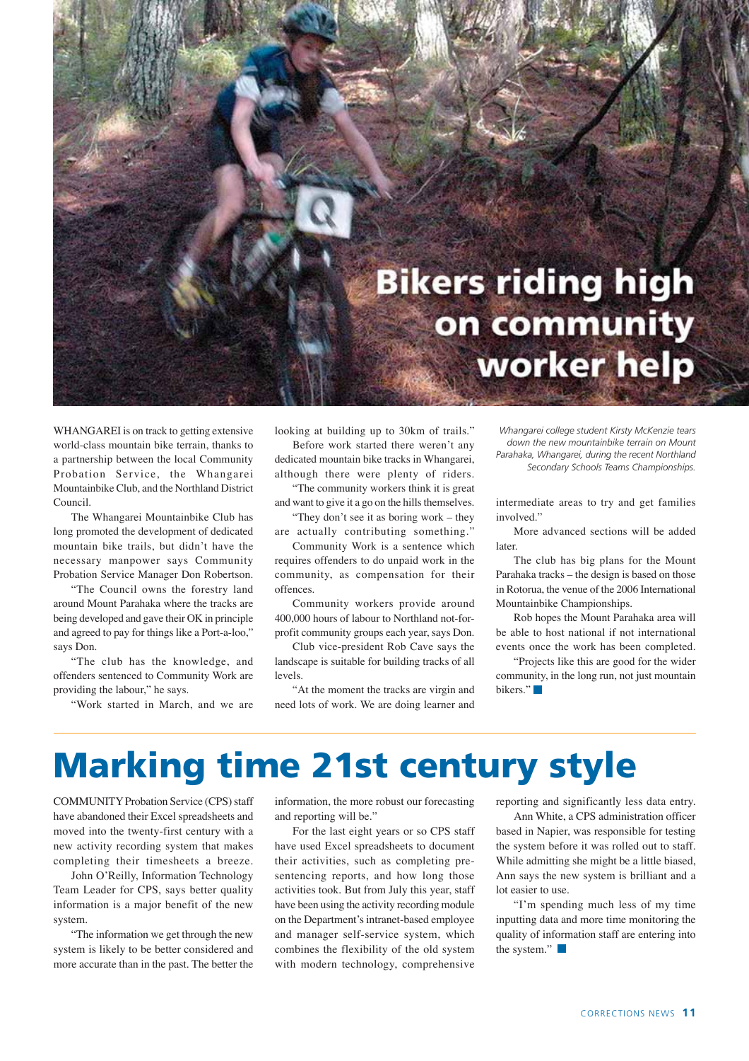# Bikers riding high on community worker help

*Whangarei college student Kirsty McKenzie tears down the new mountainbike terrain on Mount Parahaka, Whangarei, during the recent Northland Secondary Schools Teams Championships.*

WHANGAREI is on track to getting extensive world-class mountain bike terrain, thanks to a partnership between the local Community Probation Service, the Whangarei Mountainbike Club, and the Northland District Council.

The Whangarei Mountainbike Club has long promoted the development of dedicated mountain bike trails, but didn't have the necessary manpower says Community Probation Service Manager Don Robertson.

"The Council owns the forestry land around Mount Parahaka where the tracks are being developed and gave their OK in principle and agreed to pay for things like a Port-a-loo," says Don.

"The club has the knowledge, and offenders sentenced to Community Work are providing the labour," he says.

"Work started in March, and we are looking at building up to 30km of trails."

Before work started there weren't any dedicated mountain bike tracks in Whangarei, although there were plenty of riders.

"The community workers think it is great and want to give it a go on the hills themselves.

"They don't see it as boring work – they are actually contributing something."

Community Work is a sentence which requires offenders to do unpaid work in the community, as compensation for their offences.

Community workers provide around 400,000 hours of labour to Northland not-for-profit community groups each year, says Don.

Club vice-president Rob Cave says the landscape is suitable for building tracks of all levels.

"At the moment the tracks are virgin and need lots of work. We are doing learner and intermediate areas to try and get families involved."

More advanced sections will be added later.

The club has big plans for the Mount Parahaka tracks – the design is based on those in Rotorua, the venue of the 2006 International Mountainbike Championships.

Rob hopes the Mount Parahaka area will be able to host national if not international events once the work has been completed.

"Projects like this are good for the wider community, in the long run, not just mountain bikers."

# Marking time 21st century style

COMMUNITY Probation Service (CPS) staff have abandoned their Excel spreadsheets and moved into the twenty-first century with a new activity recording system that makes completing their timesheets a breeze.

John O'Reilly, Information Technology Team Leader for CPS, says better quality information is a major benefit of the new system.

"The information we get through the new system is likely to be better considered and more accurate than in the past. The better the information, the more robust our forecasting and reporting will be."

For the last eight years or so CPS staff have used Excel spreadsheets to document their activities, such as completing pre-sentencing reports, and how long those activities took. But from July this year, staff have been using the activity recording module on the Department's intranet-based employee and manager self-service system, which combines the flexibility of the old system with modern technology, comprehensive reporting and significantly less data entry.

Ann White, a CPS administration officer based in Napier, was responsible for testing the system before it was rolled out to staff. While admitting she might be a little biased, Ann says the new system is brilliant and a lot easier to use.

"I'm spending much less of my time inputting data and more time monitoring the quality of information staff are entering into the system."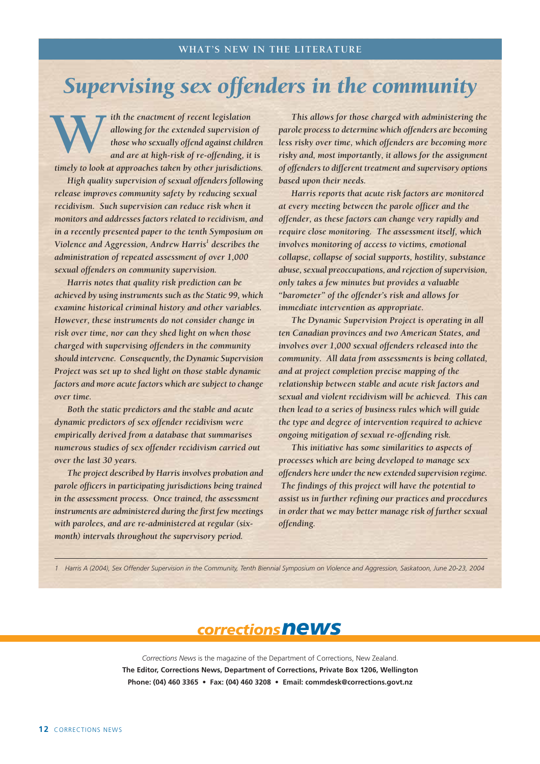WHAT'S NEW IN THE LITERATURE

# Supervising sex offenders in the community

*With the enactment of recent legislation allowing for the extended supervision of those who sexually offend against children and are at high-risk of re-offending, it is timely to look at approaches taken by other jurisdictions.*

*High quality supervision of sexual offenders following release improves community safety by reducing sexual recidivism. Such supervision can reduce risk when it monitors and addresses factors related to recidivism, and in a recently presented paper to the tenth Symposium on Violence and Aggression, Andrew Harris[1] describes the administration of repeated assessment of over 1,000 sexual offenders on community supervision.*

*Harris notes that quality risk prediction can be achieved by using instruments such as the Static 99, which examine historical criminal history and other variables. However, these instruments do not consider change in risk over time, nor can they shed light on when those charged with supervising offenders in the community should intervene. Consequently, the Dynamic Supervision Project was set up to shed light on those stable dynamic factors and more acute factors which are subject to change over time.*

*Both the static predictors and the stable and acute dynamic predictors of sex offender recidivism were empirically derived from a database that summarises numerous studies of sex offender recidivism carried out over the last 30 years.*

*The project described by Harris involves probation and parole officers in participating jurisdictions being trained in the assessment process. Once trained, the assessment instruments are administered during the first few meetings with parolees, and are re-administered at regular (six-month) intervals throughout the supervisory period.*

*This allows for those charged with administering the parole process to determine which offenders are becoming less risky over time, which offenders are becoming more risky and, most importantly, it allows for the assignment of offenders to different treatment and supervisory options based upon their needs.*

*Harris reports that acute risk factors are monitored at every meeting between the parole officer and the offender, as these factors can change very rapidly and require close monitoring. The assessment itself, which involves monitoring of access to victims, emotional collapse, collapse of social supports, hostility, substance abuse, sexual preoccupations, and rejection of supervision, only takes a few minutes but provides a valuable "barometer" of the offender's risk and allows for immediate intervention as appropriate.*

*The Dynamic Supervision Project is operating in all ten Canadian provinces and two American States, and involves over 1,000 sexual offenders released into the community. All data from assessments is being collated, and at project completion precise mapping of the relationship between stable and acute risk factors and sexual and violent recidivism will be achieved. This can then lead to a series of business rules which will guide the type and degree of intervention required to achieve ongoing mitigation of sexual re-offending risk.*

*This initiative has some similarities to aspects of processes which are being developed to manage sex offenders here under the new extended supervision regime. The findings of this project will have the potential to assist us in further refining our practices and procedures in order that we may better manage risk of further sexual offending.*

---

1 Harris A (2004), *Sex Offender Supervision in the Community, Tenth Biennial Symposium on Violence and Aggression, Saskatoon, June 20-23, 2004*

**corrections news**

*Corrections News* is the magazine of the Department of Corrections, New Zealand.

**The Editor, Corrections News, Department of Corrections, Private Box 1206, Wellington**

**Phone: (04) 460 3365 • Fax: (04) 460 3208 • Email: commdesk@corrections.govt.nz**